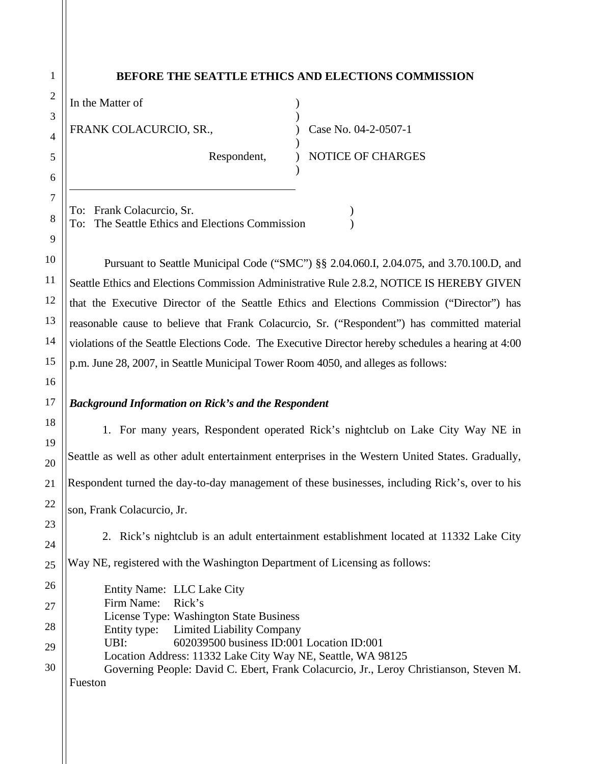**BEFORE THE SEATTLE ETHICS AND ELECTIONS COMMISSION**

| | | |
|---|---|---|
| In the Matter of | ) | |
| | ) | |
| FRANK COLACURCIO, SR., | ) | Case No. 04-2-0507-1 |
| | ) | |
| Respondent, | ) | NOTICE OF CHARGES |
| | ) | |

To: Frank Colacurcio, Sr. )
To: The Seattle Ethics and Elections Commission )

Pursuant to Seattle Municipal Code ("SMC") §§ 2.04.060.I, 2.04.075, and 3.70.100.D, and Seattle Ethics and Elections Commission Administrative Rule 2.8.2, NOTICE IS HEREBY GIVEN that the Executive Director of the Seattle Ethics and Elections Commission ("Director") has reasonable cause to believe that Frank Colacurcio, Sr. ("Respondent") has committed material violations of the Seattle Elections Code. The Executive Director hereby schedules a hearing at 4:00 p.m. June 28, 2007, in Seattle Municipal Tower Room 4050, and alleges as follows:

***Background Information on Rick's and the Respondent***

1. For many years, Respondent operated Rick's nightclub on Lake City Way NE in Seattle as well as other adult entertainment enterprises in the Western United States. Gradually, Respondent turned the day-to-day management of these businesses, including Rick's, over to his son, Frank Colacurcio, Jr.

2. Rick's nightclub is an adult entertainment establishment located at 11332 Lake City Way NE, registered with the Washington Department of Licensing as follows:

Entity Name: LLC Lake City
Firm Name: Rick's
License Type: Washington State Business
Entity type: Limited Liability Company
UBI: 602039500 business ID:001 Location ID:001
Location Address: 11332 Lake City Way NE, Seattle, WA 98125
Governing People: David C. Ebert, Frank Colacurcio, Jr., Leroy Christianson, Steven M. Fueston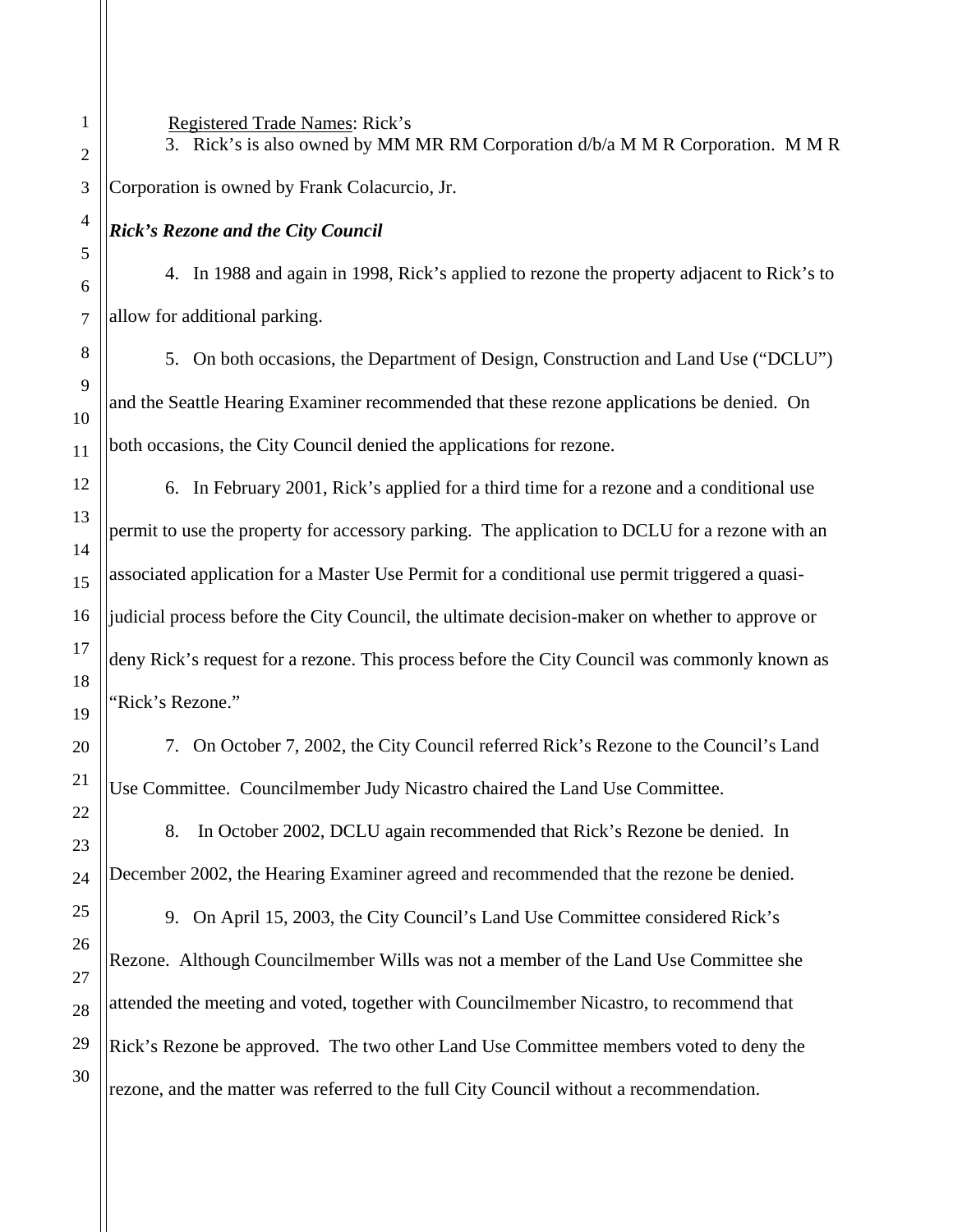<u>Registered Trade Names</u>: Rick's

3. Rick's is also owned by MM MR RM Corporation d/b/a M M R Corporation. M M R Corporation is owned by Frank Colacurcio, Jr.

***Rick's Rezone and the City Council***

4. In 1988 and again in 1998, Rick's applied to rezone the property adjacent to Rick's to allow for additional parking.

5. On both occasions, the Department of Design, Construction and Land Use ("DCLU") and the Seattle Hearing Examiner recommended that these rezone applications be denied. On both occasions, the City Council denied the applications for rezone.

6. In February 2001, Rick's applied for a third time for a rezone and a conditional use permit to use the property for accessory parking. The application to DCLU for a rezone with an associated application for a Master Use Permit for a conditional use permit triggered a quasi-judicial process before the City Council, the ultimate decision-maker on whether to approve or deny Rick's request for a rezone. This process before the City Council was commonly known as "Rick's Rezone."

7. On October 7, 2002, the City Council referred Rick's Rezone to the Council's Land Use Committee. Councilmember Judy Nicastro chaired the Land Use Committee.

8. In October 2002, DCLU again recommended that Rick's Rezone be denied. In December 2002, the Hearing Examiner agreed and recommended that the rezone be denied.

9. On April 15, 2003, the City Council's Land Use Committee considered Rick's Rezone. Although Councilmember Wills was not a member of the Land Use Committee she attended the meeting and voted, together with Councilmember Nicastro, to recommend that Rick's Rezone be approved. The two other Land Use Committee members voted to deny the rezone, and the matter was referred to the full City Council without a recommendation.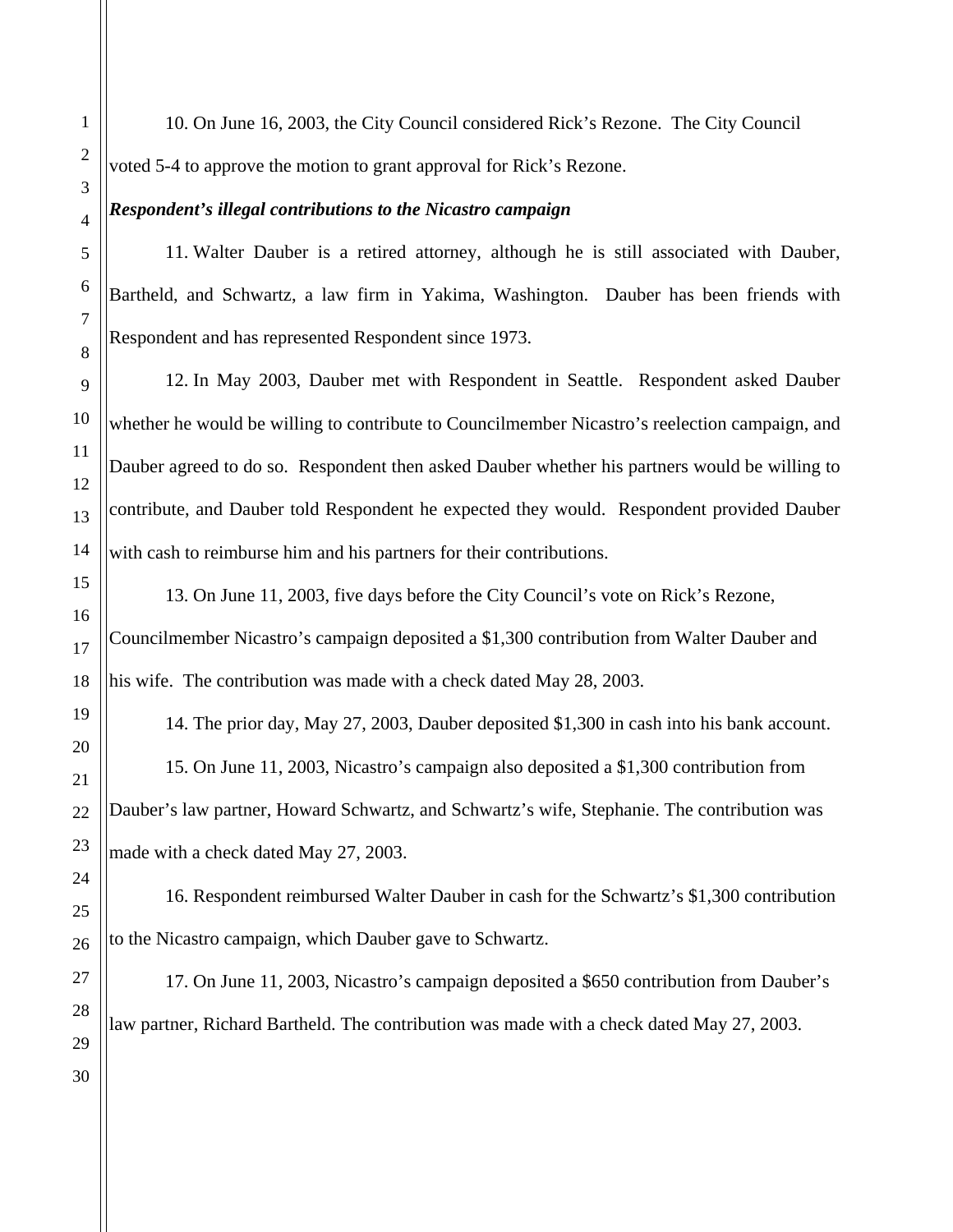10. On June 16, 2003, the City Council considered Rick's Rezone. The City Council voted 5-4 to approve the motion to grant approval for Rick's Rezone.

***Respondent's illegal contributions to the Nicastro campaign***

11. Walter Dauber is a retired attorney, although he is still associated with Dauber, Bartheld, and Schwartz, a law firm in Yakima, Washington. Dauber has been friends with Respondent and has represented Respondent since 1973.

12. In May 2003, Dauber met with Respondent in Seattle. Respondent asked Dauber whether he would be willing to contribute to Councilmember Nicastro's reelection campaign, and Dauber agreed to do so. Respondent then asked Dauber whether his partners would be willing to contribute, and Dauber told Respondent he expected they would. Respondent provided Dauber with cash to reimburse him and his partners for their contributions.

13. On June 11, 2003, five days before the City Council's vote on Rick's Rezone, Councilmember Nicastro's campaign deposited a $1,300 contribution from Walter Dauber and his wife. The contribution was made with a check dated May 28, 2003.

14. The prior day, May 27, 2003, Dauber deposited $1,300 in cash into his bank account.

15. On June 11, 2003, Nicastro's campaign also deposited a $1,300 contribution from Dauber's law partner, Howard Schwartz, and Schwartz's wife, Stephanie. The contribution was made with a check dated May 27, 2003.

16. Respondent reimbursed Walter Dauber in cash for the Schwartz's $1,300 contribution to the Nicastro campaign, which Dauber gave to Schwartz.

17. On June 11, 2003, Nicastro's campaign deposited a $650 contribution from Dauber's law partner, Richard Bartheld. The contribution was made with a check dated May 27, 2003.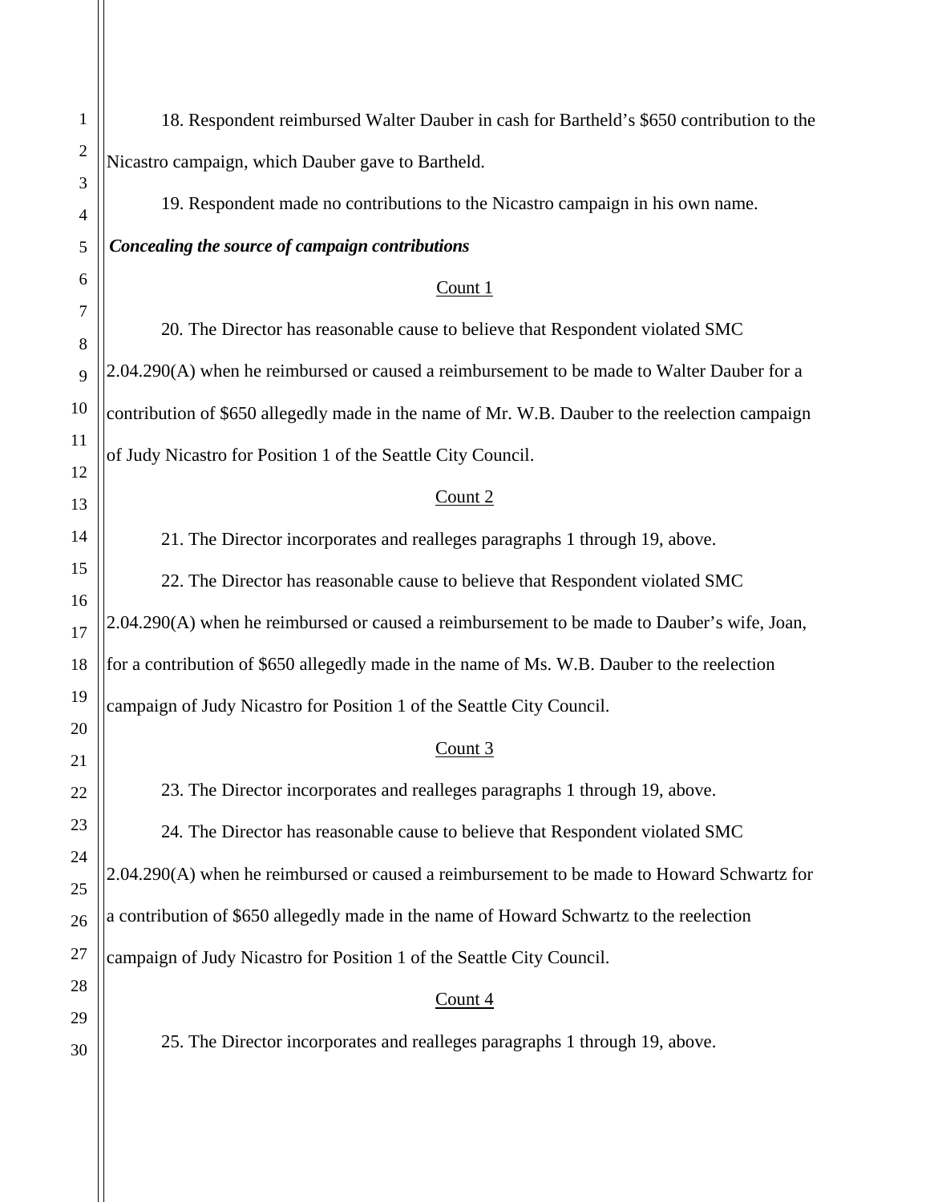18. Respondent reimbursed Walter Dauber in cash for Bartheld's $650 contribution to the Nicastro campaign, which Dauber gave to Bartheld.

19. Respondent made no contributions to the Nicastro campaign in his own name.

***Concealing the source of campaign contributions***

<u>Count 1</u>

20. The Director has reasonable cause to believe that Respondent violated SMC 2.04.290(A) when he reimbursed or caused a reimbursement to be made to Walter Dauber for a contribution of $650 allegedly made in the name of Mr. W.B. Dauber to the reelection campaign of Judy Nicastro for Position 1 of the Seattle City Council.

<u>Count 2</u>

21. The Director incorporates and realleges paragraphs 1 through 19, above.

22. The Director has reasonable cause to believe that Respondent violated SMC 2.04.290(A) when he reimbursed or caused a reimbursement to be made to Dauber's wife, Joan, for a contribution of $650 allegedly made in the name of Ms. W.B. Dauber to the reelection campaign of Judy Nicastro for Position 1 of the Seattle City Council.

<u>Count 3</u>

23. The Director incorporates and realleges paragraphs 1 through 19, above.

24. The Director has reasonable cause to believe that Respondent violated SMC 2.04.290(A) when he reimbursed or caused a reimbursement to be made to Howard Schwartz for a contribution of $650 allegedly made in the name of Howard Schwartz to the reelection campaign of Judy Nicastro for Position 1 of the Seattle City Council.

<u>Count 4</u>

25. The Director incorporates and realleges paragraphs 1 through 19, above.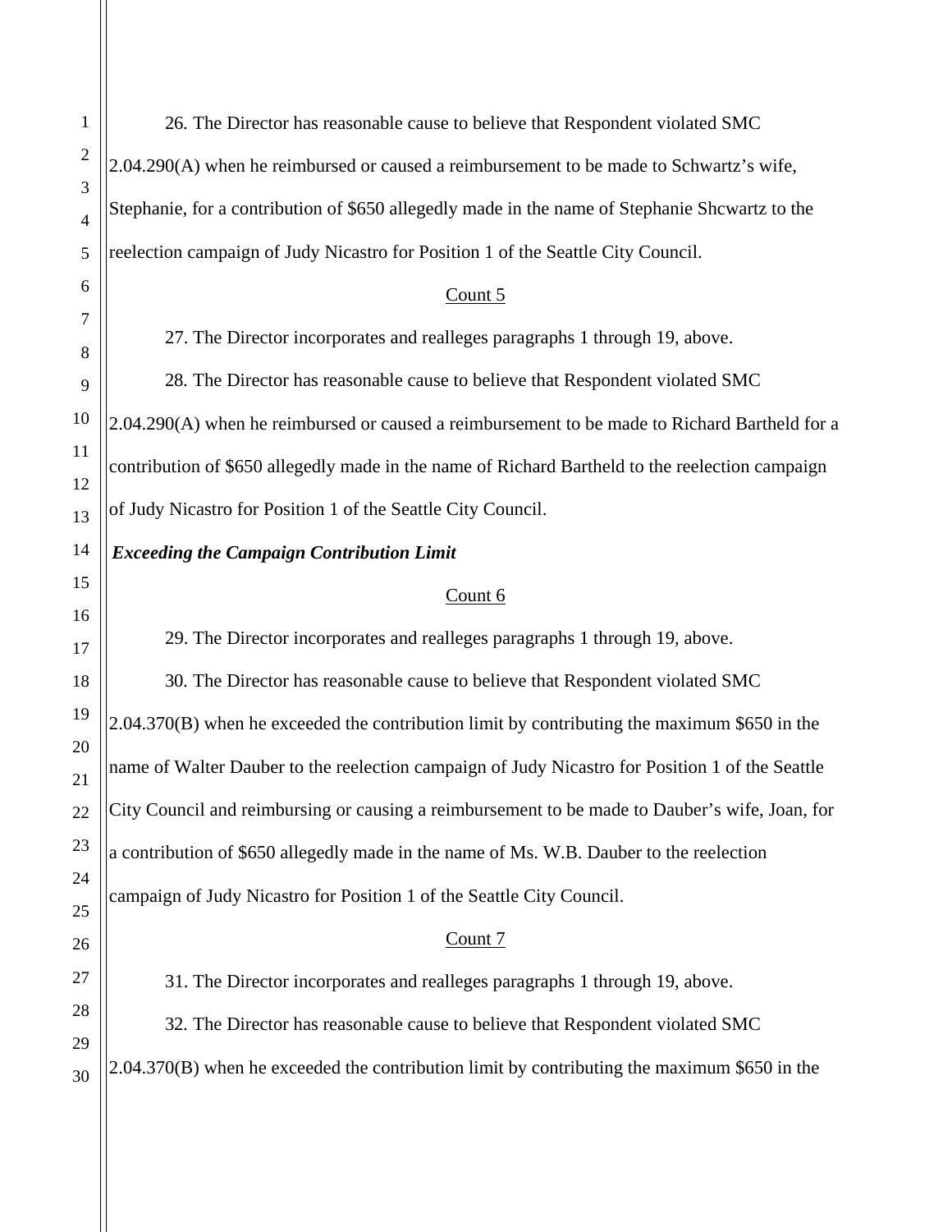26. The Director has reasonable cause to believe that Respondent violated SMC 2.04.290(A) when he reimbursed or caused a reimbursement to be made to Schwartz's wife, Stephanie, for a contribution of $650 allegedly made in the name of Stephanie Shcwartz to the reelection campaign of Judy Nicastro for Position 1 of the Seattle City Council.

Count 5

27. The Director incorporates and realleges paragraphs 1 through 19, above.

28. The Director has reasonable cause to believe that Respondent violated SMC 2.04.290(A) when he reimbursed or caused a reimbursement to be made to Richard Bartheld for a contribution of $650 allegedly made in the name of Richard Bartheld to the reelection campaign of Judy Nicastro for Position 1 of the Seattle City Council.

***Exceeding the Campaign Contribution Limit***

Count 6

29. The Director incorporates and realleges paragraphs 1 through 19, above.

30. The Director has reasonable cause to believe that Respondent violated SMC 2.04.370(B) when he exceeded the contribution limit by contributing the maximum $650 in the name of Walter Dauber to the reelection campaign of Judy Nicastro for Position 1 of the Seattle City Council and reimbursing or causing a reimbursement to be made to Dauber's wife, Joan, for a contribution of $650 allegedly made in the name of Ms. W.B. Dauber to the reelection campaign of Judy Nicastro for Position 1 of the Seattle City Council.

Count 7

31. The Director incorporates and realleges paragraphs 1 through 19, above.

32. The Director has reasonable cause to believe that Respondent violated SMC 2.04.370(B) when he exceeded the contribution limit by contributing the maximum $650 in the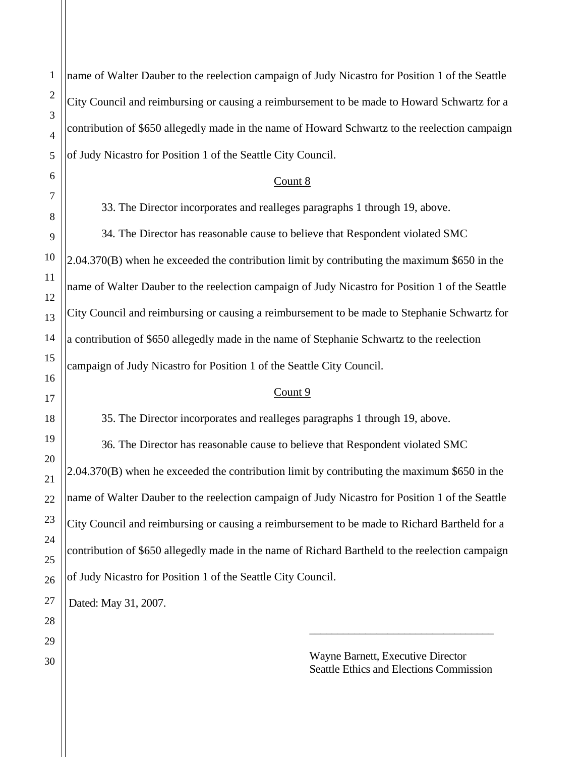name of Walter Dauber to the reelection campaign of Judy Nicastro for Position 1 of the Seattle City Council and reimbursing or causing a reimbursement to be made to Howard Schwartz for a contribution of $650 allegedly made in the name of Howard Schwartz to the reelection campaign of Judy Nicastro for Position 1 of the Seattle City Council.

<u>Count 8</u>

33. The Director incorporates and realleges paragraphs 1 through 19, above.

34. The Director has reasonable cause to believe that Respondent violated SMC 2.04.370(B) when he exceeded the contribution limit by contributing the maximum $650 in the name of Walter Dauber to the reelection campaign of Judy Nicastro for Position 1 of the Seattle City Council and reimbursing or causing a reimbursement to be made to Stephanie Schwartz for a contribution of $650 allegedly made in the name of Stephanie Schwartz to the reelection campaign of Judy Nicastro for Position 1 of the Seattle City Council.

<u>Count 9</u>

35. The Director incorporates and realleges paragraphs 1 through 19, above.

36. The Director has reasonable cause to believe that Respondent violated SMC 2.04.370(B) when he exceeded the contribution limit by contributing the maximum $650 in the name of Walter Dauber to the reelection campaign of Judy Nicastro for Position 1 of the Seattle City Council and reimbursing or causing a reimbursement to be made to Richard Bartheld for a contribution of $650 allegedly made in the name of Richard Bartheld to the reelection campaign of Judy Nicastro for Position 1 of the Seattle City Council.

Dated: May 31, 2007.

\_\_\_\_\_\_\_\_\_\_\_\_\_\_\_\_\_\_\_\_\_\_\_\_\_\_\_\_\_\_\_\_\_\_

Wayne Barnett, Executive Director
Seattle Ethics and Elections Commission